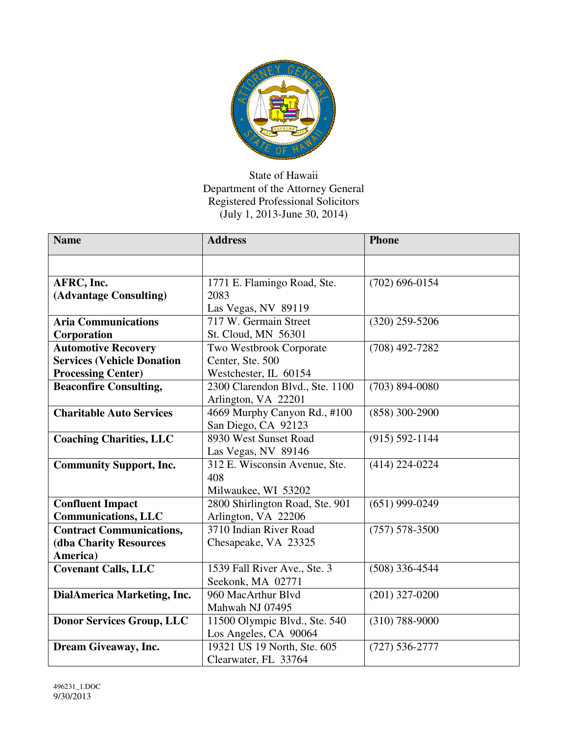State of Hawaii
Department of the Attorney General
Registered Professional Solicitors
(July 1, 2013-June 30, 2014)

| Name | Address | Phone |
|---|---|---|
| | | |
| **AFRC, Inc. (Advantage Consulting)** | 1771 E. Flamingo Road, Ste. 2083 Las Vegas, NV 89119 | (702) 696-0154 |
| **Aria Communications Corporation** | 717 W. Germain Street St. Cloud, MN 56301 | (320) 259-5206 |
| **Automotive Recovery Services (Vehicle Donation Processing Center)** | Two Westbrook Corporate Center, Ste. 500 Westchester, IL 60154 | (708) 492-7282 |
| **Beaconfire Consulting,** | 2300 Clarendon Blvd., Ste. 1100 Arlington, VA 22201 | (703) 894-0080 |
| **Charitable Auto Services** | 4669 Murphy Canyon Rd., #100 San Diego, CA 92123 | (858) 300-2900 |
| **Coaching Charities, LLC** | 8930 West Sunset Road Las Vegas, NV 89146 | (915) 592-1144 |
| **Community Support, Inc.** | 312 E. Wisconsin Avenue, Ste. 408 Milwaukee, WI 53202 | (414) 224-0224 |
| **Confluent Impact Communications, LLC** | 2800 Shirlington Road, Ste. 901 Arlington, VA 22206 | (651) 999-0249 |
| **Contract Communications, (dba Charity Resources America)** | 3710 Indian River Road Chesapeake, VA 23325 | (757) 578-3500 |
| **Covenant Calls, LLC** | 1539 Fall River Ave., Ste. 3 Seekonk, MA 02771 | (508) 336-4544 |
| **DialAmerica Marketing, Inc.** | 960 MacArthur Blvd Mahwah NJ 07495 | (201) 327-0200 |
| **Donor Services Group, LLC** | 11500 Olympic Blvd., Ste. 540 Los Angeles, CA 90064 | (310) 788-9000 |
| **Dream Giveaway, Inc.** | 19321 US 19 North, Ste. 605 Clearwater, FL 33764 | (727) 536-2777 |

496231_1.DOC
9/30/2013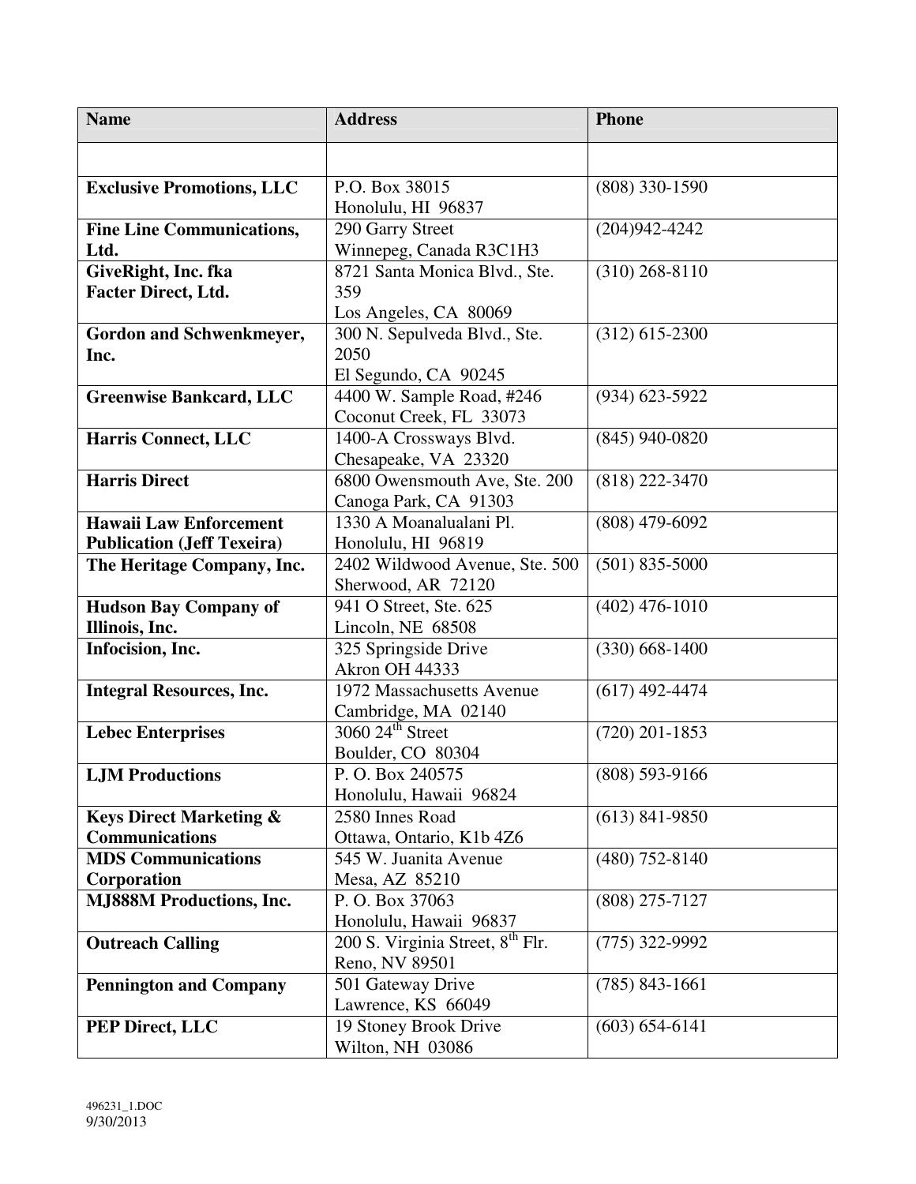| Name | Address | Phone |
|---|---|---|
| | | |
| **Exclusive Promotions, LLC** | P.O. Box 38015<br>Honolulu, HI 96837 | (808) 330-1590 |
| **Fine Line Communications, Ltd.** | 290 Garry Street<br>Winnepeg, Canada R3C1H3 | (204)942-4242 |
| **GiveRight, Inc. fka Facter Direct, Ltd.** | 8721 Santa Monica Blvd., Ste. 359<br>Los Angeles, CA 80069 | (310) 268-8110 |
| **Gordon and Schwenkmeyer, Inc.** | 300 N. Sepulveda Blvd., Ste. 2050<br>El Segundo, CA 90245 | (312) 615-2300 |
| **Greenwise Bankcard, LLC** | 4400 W. Sample Road, #246<br>Coconut Creek, FL 33073 | (934) 623-5922 |
| **Harris Connect, LLC** | 1400-A Crossways Blvd.<br>Chesapeake, VA 23320 | (845) 940-0820 |
| **Harris Direct** | 6800 Owensmouth Ave, Ste. 200<br>Canoga Park, CA 91303 | (818) 222-3470 |
| **Hawaii Law Enforcement Publication (Jeff Texeira)** | 1330 A Moanalualani Pl.<br>Honolulu, HI 96819 | (808) 479-6092 |
| **The Heritage Company, Inc.** | 2402 Wildwood Avenue, Ste. 500<br>Sherwood, AR 72120 | (501) 835-5000 |
| **Hudson Bay Company of Illinois, Inc.** | 941 O Street, Ste. 625<br>Lincoln, NE 68508 | (402) 476-1010 |
| **Infocision, Inc.** | 325 Springside Drive<br>Akron OH 44333 | (330) 668-1400 |
| **Integral Resources, Inc.** | 1972 Massachusetts Avenue<br>Cambridge, MA 02140 | (617) 492-4474 |
| **Lebec Enterprises** | 3060 24th Street<br>Boulder, CO 80304 | (720) 201-1853 |
| **LJM Productions** | P. O. Box 240575<br>Honolulu, Hawaii 96824 | (808) 593-9166 |
| **Keys Direct Marketing & Communications** | 2580 Innes Road<br>Ottawa, Ontario, K1b 4Z6 | (613) 841-9850 |
| **MDS Communications Corporation** | 545 W. Juanita Avenue<br>Mesa, AZ 85210 | (480) 752-8140 |
| **MJ888M Productions, Inc.** | P. O. Box 37063<br>Honolulu, Hawaii 96837 | (808) 275-7127 |
| **Outreach Calling** | 200 S. Virginia Street, 8th Flr.<br>Reno, NV 89501 | (775) 322-9992 |
| **Pennington and Company** | 501 Gateway Drive<br>Lawrence, KS 66049 | (785) 843-1661 |
| **PEP Direct, LLC** | 19 Stoney Brook Drive<br>Wilton, NH 03086 | (603) 654-6141 |

496231_1.DOC
9/30/2013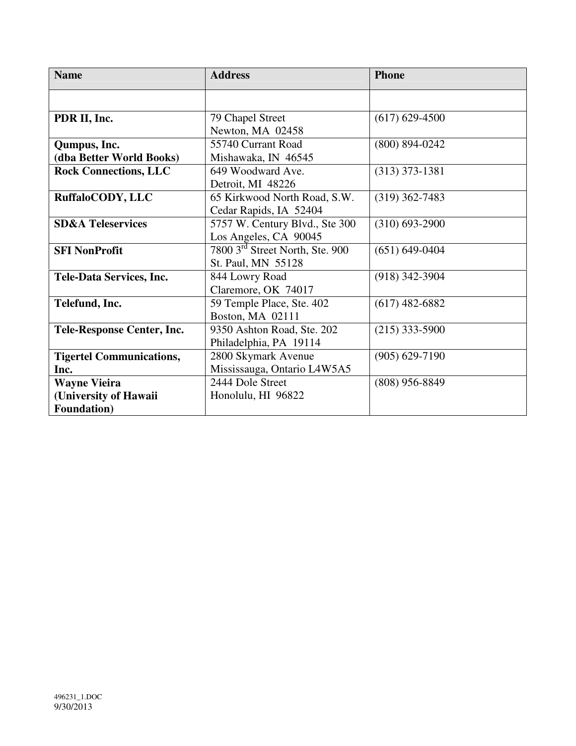| **Name** | **Address** | **Phone** |
|---|---|---|
| | | |
| **PDR II, Inc.** | 79 Chapel Street<br>Newton, MA 02458 | (617) 629-4500 |
| **Qumpus, Inc.<br>(dba Better World Books)** | 55740 Currant Road<br>Mishawaka, IN 46545 | (800) 894-0242 |
| **Rock Connections, LLC** | 649 Woodward Ave.<br>Detroit, MI 48226 | (313) 373-1381 |
| **RuffaloCODY, LLC** | 65 Kirkwood North Road, S.W.<br>Cedar Rapids, IA 52404 | (319) 362-7483 |
| **SD&A Teleservices** | 5757 W. Century Blvd., Ste 300<br>Los Angeles, CA 90045 | (310) 693-2900 |
| **SFI NonProfit** | 7800 3rd Street North, Ste. 900<br>St. Paul, MN 55128 | (651) 649-0404 |
| **Tele-Data Services, Inc.** | 844 Lowry Road<br>Claremore, OK 74017 | (918) 342-3904 |
| **Telefund, Inc.** | 59 Temple Place, Ste. 402<br>Boston, MA 02111 | (617) 482-6882 |
| **Tele-Response Center, Inc.** | 9350 Ashton Road, Ste. 202<br>Philadelphia, PA 19114 | (215) 333-5900 |
| **Tigertel Communications, Inc.** | 2800 Skymark Avenue<br>Mississauga, Ontario L4W5A5 | (905) 629-7190 |
| **Wayne Vieira<br>(University of Hawaii Foundation)** | 2444 Dole Street<br>Honolulu, HI 96822 | (808) 956-8849 |

496231_1.DOC
9/30/2013